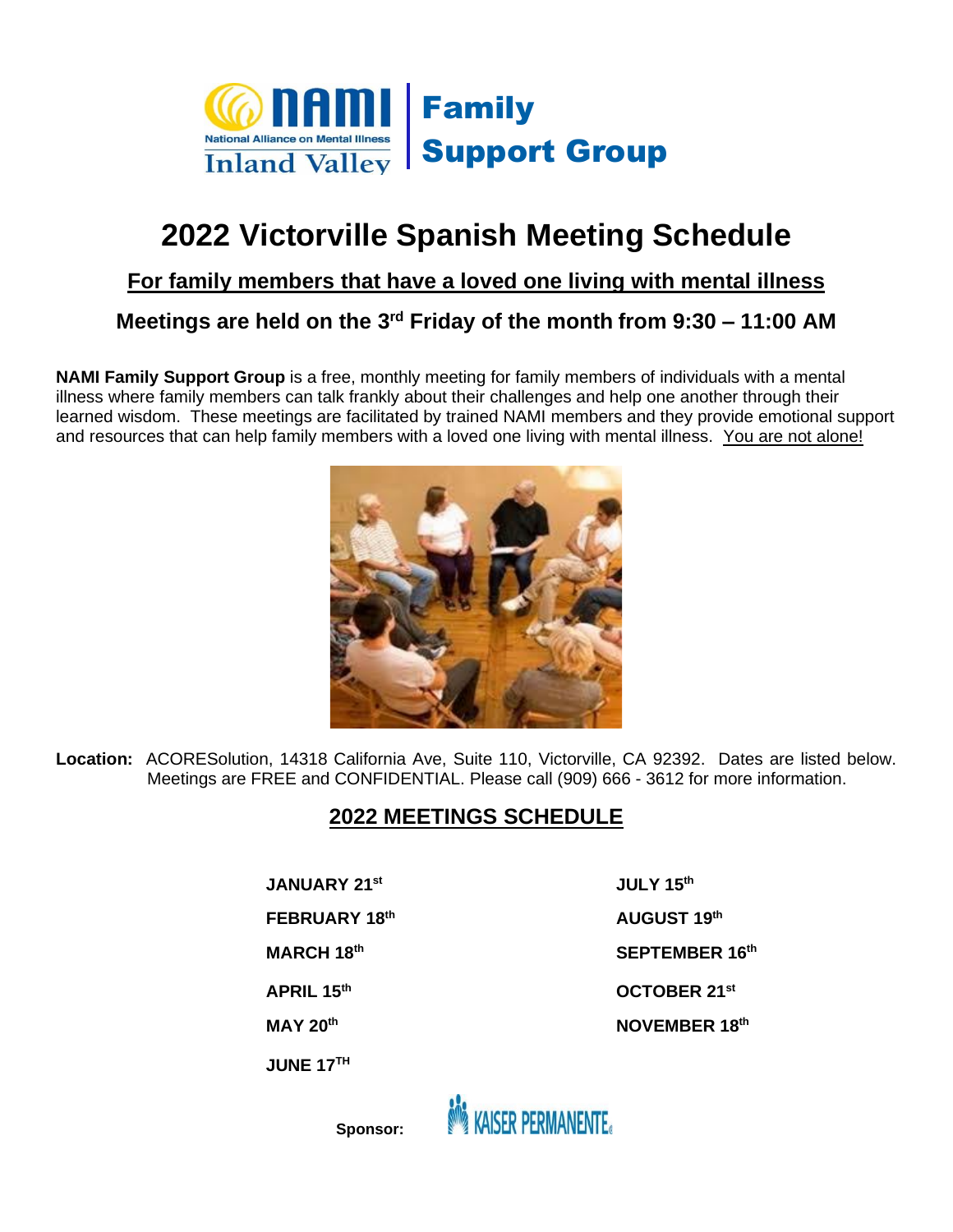NAMI National Alliance on Mental Illness Inland Valley | **Family Support Group**

# 2022 Victorville Spanish Meeting Schedule

## For family members that have a loved one living with mental illness

### Meetings are held on the 3rd Friday of the month from 9:30 – 11:00 AM

**NAMI Family Support Group** is a free, monthly meeting for family members of individuals with a mental illness where family members can talk frankly about their challenges and help one another through their learned wisdom. These meetings are facilitated by trained NAMI members and they provide emotional support and resources that can help family members with a loved one living with mental illness. You are not alone!

**Location:** ACORESolution, 14318 California Ave, Suite 110, Victorville, CA 92392. Dates are listed below. Meetings are FREE and CONFIDENTIAL. Please call (909) 666 - 3612 for more information.

## 2022 MEETINGS SCHEDULE

- **JANUARY 21st**
- **FEBRUARY 18th**
- **MARCH 18th**
- **APRIL 15th**
- **MAY 20th**
- **JUNE 17TH**
- **JULY 15th**
- **AUGUST 19th**
- **SEPTEMBER 16th**
- **OCTOBER 21st**
- **NOVEMBER 18th**

**Sponsor:** KAISER PERMANENTE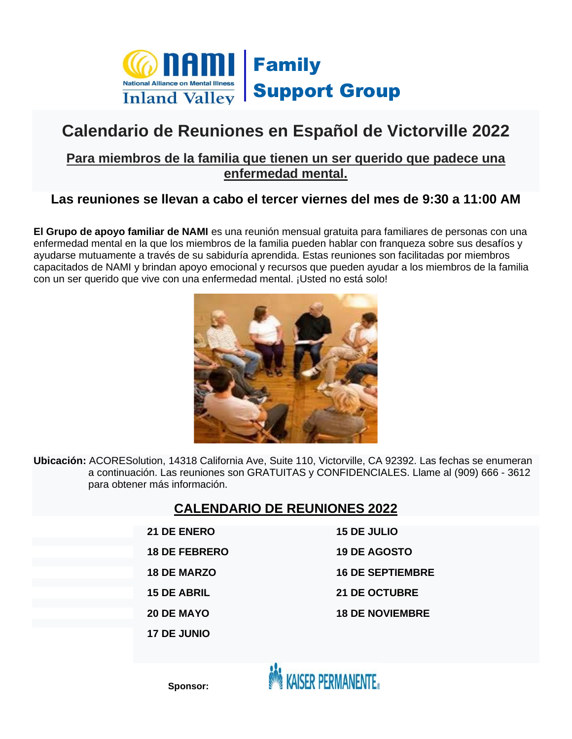NAMI National Alliance on Mental Illness Inland Valley | Family Support Group

# Calendario de Reuniones en Español de Victorville 2022

**Para miembros de la familia que tienen un ser querido que padece una enfermedad mental.**

### Las reuniones se llevan a cabo el tercer viernes del mes de 9:30 a 11:00 AM

**El Grupo de apoyo familiar de NAMI** es una reunión mensual gratuita para familiares de personas con una enfermedad mental en la que los miembros de la familia pueden hablar con franqueza sobre sus desafíos y ayudarse mutuamente a través de su sabiduría aprendida. Estas reuniones son facilitadas por miembros capacitados de NAMI y brindan apoyo emocional y recursos que pueden ayudar a los miembros de la familia con un ser querido que vive con una enfermedad mental. ¡Usted no está solo!

**Ubicación:** ACORESolution, 14318 California Ave, Suite 110, Victorville, CA 92392. Las fechas se enumeran a continuación. Las reuniones son GRATUITAS y CONFIDENCIALES. Llame al (909) 666 - 3612 para obtener más información.

## CALENDARIO DE REUNIONES 2022

| | |
|---|---|
| **21 DE ENERO** | **15 DE JULIO** |
| **18 DE FEBRERO** | **19 DE AGOSTO** |
| **18 DE MARZO** | **16 DE SEPTIEMBRE** |
| **15 DE ABRIL** | **21 DE OCTUBRE** |
| **20 DE MAYO** | **18 DE NOVIEMBRE** |
| **17 DE JUNIO** | |

**Sponsor:** KAISER PERMANENTE